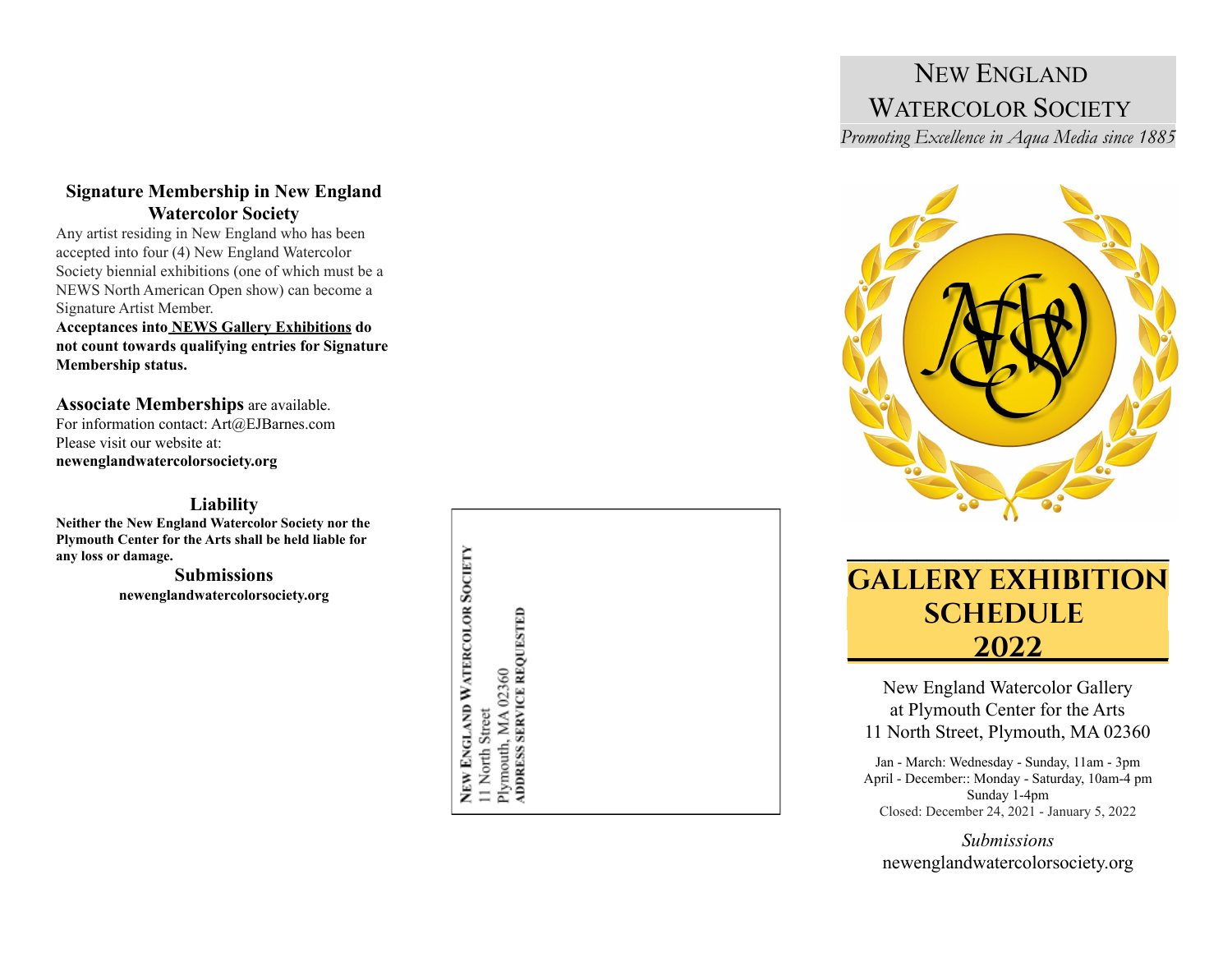## Signature Membership in New England Watercolor Society

Any artist residing in New England who has been accepted into four (4) New England Watercolor Society biennial exhibitions (one of which must be a NEWS North American Open show) can become a Signature Artist Member.

**Acceptances into NEWS Gallery Exhibitions do not count towards qualifying entries for Signature Membership status.**

**Associate Memberships** are available.
For information contact: Art@EJBarnes.com
Please visit our website at:
**newenglandwatercolorsociety.org**

### Liability

**Neither the New England Watercolor Society nor the Plymouth Center for the Arts shall be held liable for any loss or damage.**

### Submissions

**newenglandwatercolorsociety.org**

**New England Watercolor Society**
11 North Street
Plymouth, MA 02360
**ADDRESS SERVICE REQUESTED**

# New England Watercolor Society

*Promoting Excellence in Aqua Media since 1885*

# Gallery Exhibition Schedule 2022

New England Watercolor Gallery
at Plymouth Center for the Arts
11 North Street, Plymouth, MA 02360

Jan - March: Wednesday - Sunday, 11am - 3pm
April - December:: Monday - Saturday, 10am-4 pm
Sunday 1-4pm
Closed: December 24, 2021 - January 5, 2022

*Submissions*
newenglandwatercolorsociety.org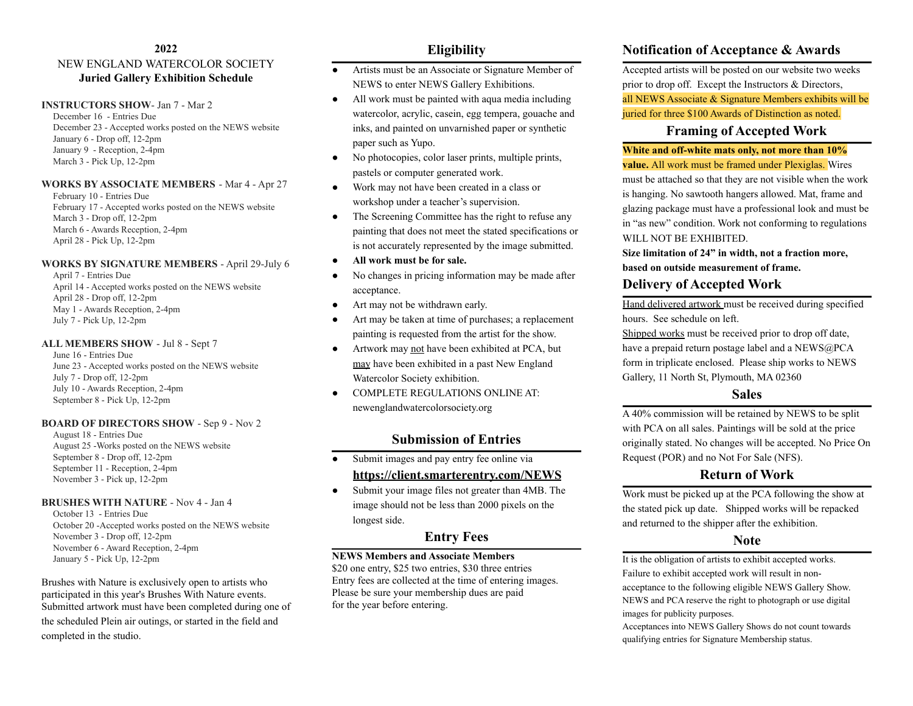**2022**

NEW ENGLAND WATERCOLOR SOCIETY

**Juried Gallery Exhibition Schedule**

**INSTRUCTORS SHOW**- Jan 7 - Mar 2

December 16 - Entries Due
December 23 - Accepted works posted on the NEWS website
January 6 - Drop off, 12-2pm
January 9 - Reception, 2-4pm
March 3 - Pick Up, 12-2pm

**WORKS BY ASSOCIATE MEMBERS** - Mar 4 - Apr 27

February 10 - Entries Due
February 17 - Accepted works posted on the NEWS website
March 3 - Drop off, 12-2pm
March 6 - Awards Reception, 2-4pm
April 28 - Pick Up, 12-2pm

**WORKS BY SIGNATURE MEMBERS** - April 29-July 6

April 7 - Entries Due
April 14 - Accepted works posted on the NEWS website
April 28 - Drop off, 12-2pm
May 1 - Awards Reception, 2-4pm
July 7 - Pick Up, 12-2pm

**ALL MEMBERS SHOW** - Jul 8 - Sept 7

June 16 - Entries Due
June 23 - Accepted works posted on the NEWS website
July 7 - Drop off, 12-2pm
July 10 - Awards Reception, 2-4pm
September 8 - Pick Up, 12-2pm

**BOARD OF DIRECTORS SHOW** - Sep 9 - Nov 2

August 18 - Entries Due
August 25 -Works posted on the NEWS website
September 8 - Drop off, 12-2pm
September 11 - Reception, 2-4pm
November 3 - Pick up, 12-2pm

**BRUSHES WITH NATURE** - Nov 4 - Jan 4

October 13 - Entries Due
October 20 -Accepted works posted on the NEWS website
November 3 - Drop off, 12-2pm
November 6 - Award Reception, 2-4pm
January 5 - Pick Up, 12-2pm

Brushes with Nature is exclusively open to artists who participated in this year's Brushes With Nature events. Submitted artwork must have been completed during one of the scheduled Plein air outings, or started in the field and completed in the studio.

## Eligibility

- Artists must be an Associate or Signature Member of NEWS to enter NEWS Gallery Exhibitions.
- All work must be painted with aqua media including watercolor, acrylic, casein, egg tempera, gouache and inks, and painted on unvarnished paper or synthetic paper such as Yupo.
- No photocopies, color laser prints, multiple prints, pastels or computer generated work.
- Work may not have been created in a class or workshop under a teacher's supervision.
- The Screening Committee has the right to refuse any painting that does not meet the stated specifications or is not accurately represented by the image submitted.
- **All work must be for sale.**
- No changes in pricing information may be made after acceptance.
- Art may not be withdrawn early.
- Art may be taken at time of purchases; a replacement painting is requested from the artist for the show.
- Artwork may not have been exhibited at PCA, but may have been exhibited in a past New England Watercolor Society exhibition.
- COMPLETE REGULATIONS ONLINE AT: newenglandwatercolorsociety.org

## Submission of Entries

- Submit images and pay entry fee online via **https://client.smarterentry.com/NEWS**
- Submit your image files not greater than 4MB. The image should not be less than 2000 pixels on the longest side.

## Entry Fees

**NEWS Members and Associate Members**
$20 one entry, $25 two entries, $30 three entries
Entry fees are collected at the time of entering images. Please be sure your membership dues are paid for the year before entering.

## Notification of Acceptance & Awards

Accepted artists will be posted on our website two weeks prior to drop off. Except the Instructors & Directors, all NEWS Associate & Signature Members exhibits will be juried for three $100 Awards of Distinction as noted.

## Framing of Accepted Work

**White and off-white mats only, not more than 10% value.** All work must be framed under Plexiglas. Wires must be attached so that they are not visible when the work is hanging. No sawtooth hangers allowed. Mat, frame and glazing package must have a professional look and must be in "as new" condition. Work not conforming to regulations WILL NOT BE EXHIBITED.

**Size limitation of 24" in width, not a fraction more, based on outside measurement of frame.**

## Delivery of Accepted Work

Hand delivered artwork must be received during specified hours. See schedule on left.

Shipped works must be received prior to drop off date, have a prepaid return postage label and a NEWS@PCA form in triplicate enclosed. Please ship works to NEWS Gallery, 11 North St, Plymouth, MA 02360

## Sales

A 40% commission will be retained by NEWS to be split with PCA on all sales. Paintings will be sold at the price originally stated. No changes will be accepted. No Price On Request (POR) and no Not For Sale (NFS).

## Return of Work

Work must be picked up at the PCA following the show at the stated pick up date. Shipped works will be repacked and returned to the shipper after the exhibition.

## Note

It is the obligation of artists to exhibit accepted works. Failure to exhibit accepted work will result in non-acceptance to the following eligible NEWS Gallery Show. NEWS and PCA reserve the right to photograph or use digital images for publicity purposes.

Acceptances into NEWS Gallery Shows do not count towards qualifying entries for Signature Membership status.